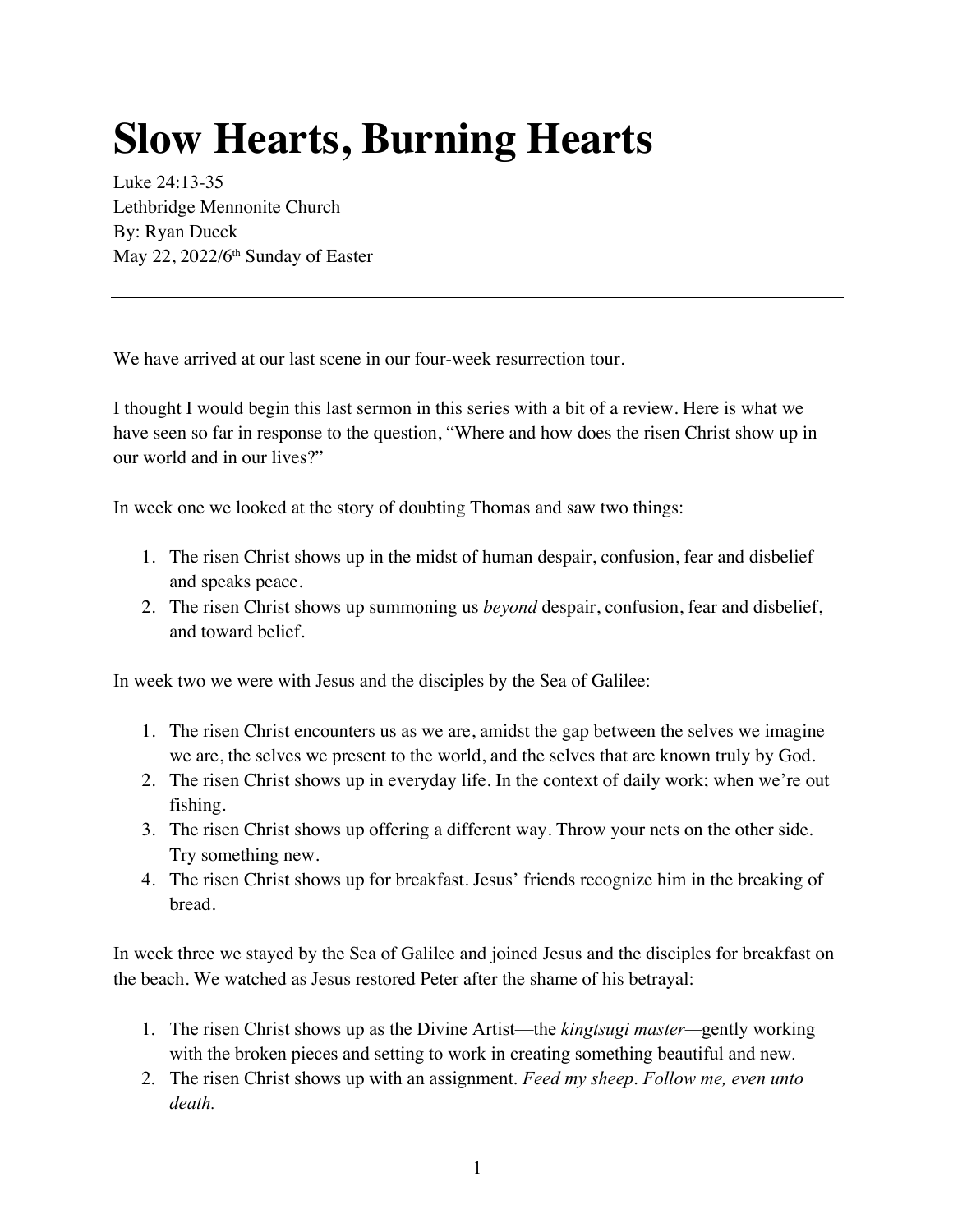# Slow Hearts, Burning Hearts

Luke 24:13-35
Lethbridge Mennonite Church
By: Ryan Dueck
May 22, 2022/6th Sunday of Easter

---

We have arrived at our last scene in our four-week resurrection tour.

I thought I would begin this last sermon in this series with a bit of a review. Here is what we have seen so far in response to the question, "Where and how does the risen Christ show up in our world and in our lives?"

In week one we looked at the story of doubting Thomas and saw two things:

1. The risen Christ shows up in the midst of human despair, confusion, fear and disbelief and speaks peace.
2. The risen Christ shows up summoning us *beyond* despair, confusion, fear and disbelief, and toward belief.

In week two we were with Jesus and the disciples by the Sea of Galilee:

1. The risen Christ encounters us as we are, amidst the gap between the selves we imagine we are, the selves we present to the world, and the selves that are known truly by God.
2. The risen Christ shows up in everyday life. In the context of daily work; when we're out fishing.
3. The risen Christ shows up offering a different way. Throw your nets on the other side. Try something new.
4. The risen Christ shows up for breakfast. Jesus' friends recognize him in the breaking of bread.

In week three we stayed by the Sea of Galilee and joined Jesus and the disciples for breakfast on the beach. We watched as Jesus restored Peter after the shame of his betrayal:

1. The risen Christ shows up as the Divine Artist—the *kingtsugi master*—gently working with the broken pieces and setting to work in creating something beautiful and new.
2. The risen Christ shows up with an assignment. *Feed my sheep. Follow me, even unto death.*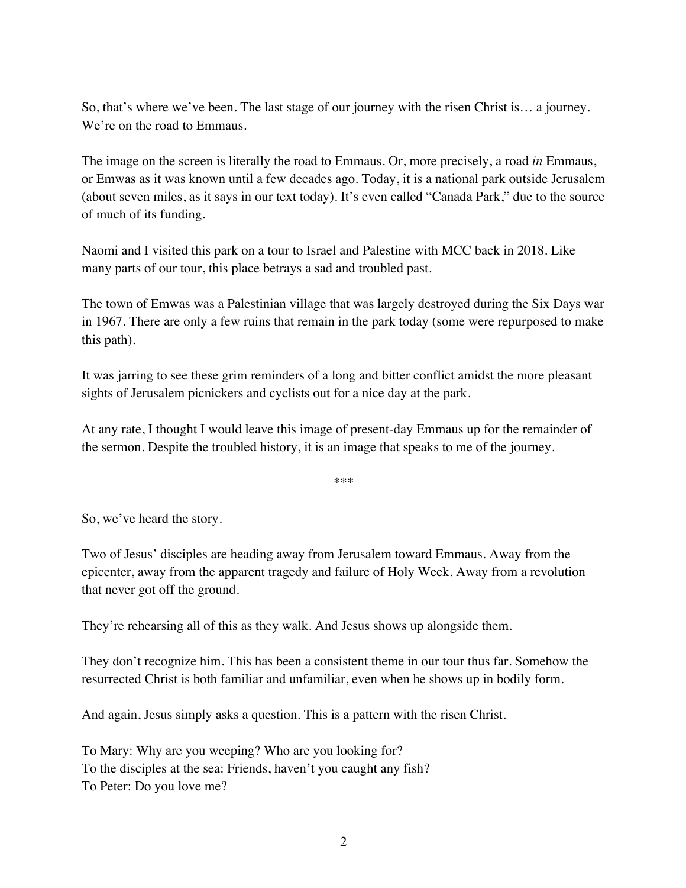So, that's where we've been. The last stage of our journey with the risen Christ is… a journey. We're on the road to Emmaus.

The image on the screen is literally the road to Emmaus. Or, more precisely, a road *in* Emmaus, or Emwas as it was known until a few decades ago. Today, it is a national park outside Jerusalem (about seven miles, as it says in our text today). It's even called "Canada Park," due to the source of much of its funding.

Naomi and I visited this park on a tour to Israel and Palestine with MCC back in 2018. Like many parts of our tour, this place betrays a sad and troubled past.

The town of Emwas was a Palestinian village that was largely destroyed during the Six Days war in 1967. There are only a few ruins that remain in the park today (some were repurposed to make this path).

It was jarring to see these grim reminders of a long and bitter conflict amidst the more pleasant sights of Jerusalem picnickers and cyclists out for a nice day at the park.

At any rate, I thought I would leave this image of present-day Emmaus up for the remainder of the sermon. Despite the troubled history, it is an image that speaks to me of the journey.

\*\*\*

So, we've heard the story.

Two of Jesus' disciples are heading away from Jerusalem toward Emmaus. Away from the epicenter, away from the apparent tragedy and failure of Holy Week. Away from a revolution that never got off the ground.

They're rehearsing all of this as they walk. And Jesus shows up alongside them.

They don't recognize him. This has been a consistent theme in our tour thus far. Somehow the resurrected Christ is both familiar and unfamiliar, even when he shows up in bodily form.

And again, Jesus simply asks a question. This is a pattern with the risen Christ.

To Mary: Why are you weeping? Who are you looking for?  
To the disciples at the sea: Friends, haven't you caught any fish?  
To Peter: Do you love me?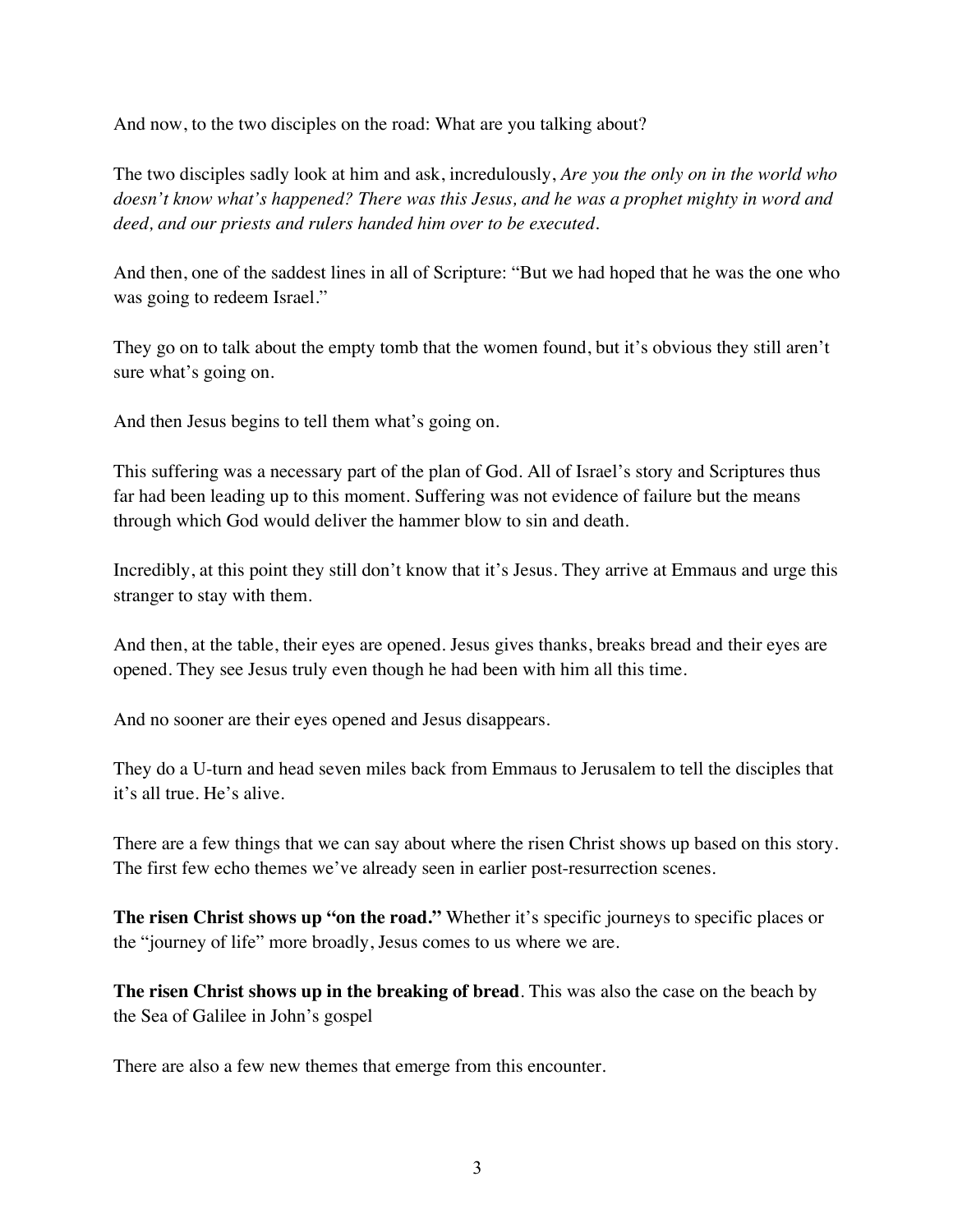And now, to the two disciples on the road: What are you talking about?

The two disciples sadly look at him and ask, incredulously, *Are you the only on in the world who doesn't know what's happened? There was this Jesus, and he was a prophet mighty in word and deed, and our priests and rulers handed him over to be executed.*

And then, one of the saddest lines in all of Scripture: "But we had hoped that he was the one who was going to redeem Israel."

They go on to talk about the empty tomb that the women found, but it's obvious they still aren't sure what's going on.

And then Jesus begins to tell them what's going on.

This suffering was a necessary part of the plan of God. All of Israel's story and Scriptures thus far had been leading up to this moment. Suffering was not evidence of failure but the means through which God would deliver the hammer blow to sin and death.

Incredibly, at this point they still don't know that it's Jesus. They arrive at Emmaus and urge this stranger to stay with them.

And then, at the table, their eyes are opened. Jesus gives thanks, breaks bread and their eyes are opened. They see Jesus truly even though he had been with him all this time.

And no sooner are their eyes opened and Jesus disappears.

They do a U-turn and head seven miles back from Emmaus to Jerusalem to tell the disciples that it's all true. He's alive.

There are a few things that we can say about where the risen Christ shows up based on this story. The first few echo themes we've already seen in earlier post-resurrection scenes.

**The risen Christ shows up "on the road."** Whether it's specific journeys to specific places or the "journey of life" more broadly, Jesus comes to us where we are.

**The risen Christ shows up in the breaking of bread**. This was also the case on the beach by the Sea of Galilee in John's gospel

There are also a few new themes that emerge from this encounter.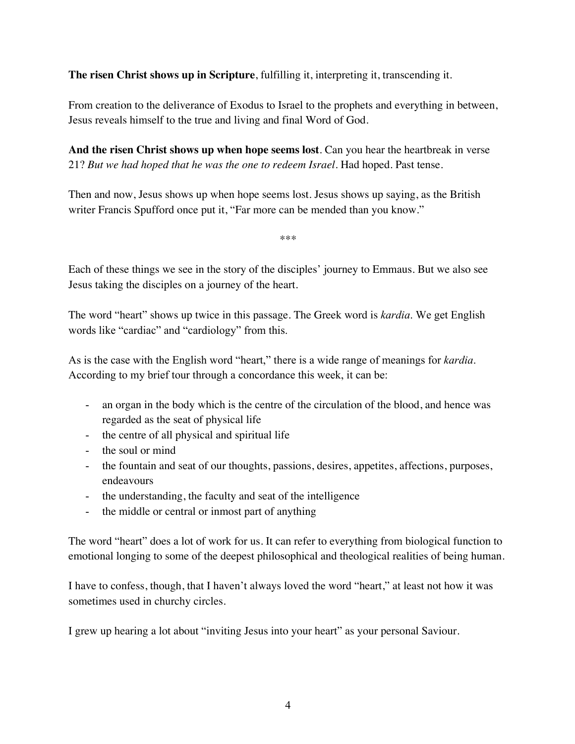**The risen Christ shows up in Scripture**, fulfilling it, interpreting it, transcending it.

From creation to the deliverance of Exodus to Israel to the prophets and everything in between, Jesus reveals himself to the true and living and final Word of God.

**And the risen Christ shows up when hope seems lost**. Can you hear the heartbreak in verse 21? *But we had hoped that he was the one to redeem Israel*. Had hoped. Past tense.

Then and now, Jesus shows up when hope seems lost. Jesus shows up saying, as the British writer Francis Spufford once put it, "Far more can be mended than you know."

***

Each of these things we see in the story of the disciples' journey to Emmaus. But we also see Jesus taking the disciples on a journey of the heart.

The word "heart" shows up twice in this passage. The Greek word is *kardia.* We get English words like "cardiac" and "cardiology" from this.

As is the case with the English word "heart," there is a wide range of meanings for *kardia.* According to my brief tour through a concordance this week, it can be:

- an organ in the body which is the centre of the circulation of the blood, and hence was regarded as the seat of physical life
- the centre of all physical and spiritual life
- the soul or mind
- the fountain and seat of our thoughts, passions, desires, appetites, affections, purposes, endeavours
- the understanding, the faculty and seat of the intelligence
- the middle or central or inmost part of anything

The word "heart" does a lot of work for us. It can refer to everything from biological function to emotional longing to some of the deepest philosophical and theological realities of being human.

I have to confess, though, that I haven't always loved the word "heart," at least not how it was sometimes used in churchy circles.

I grew up hearing a lot about "inviting Jesus into your heart" as your personal Saviour.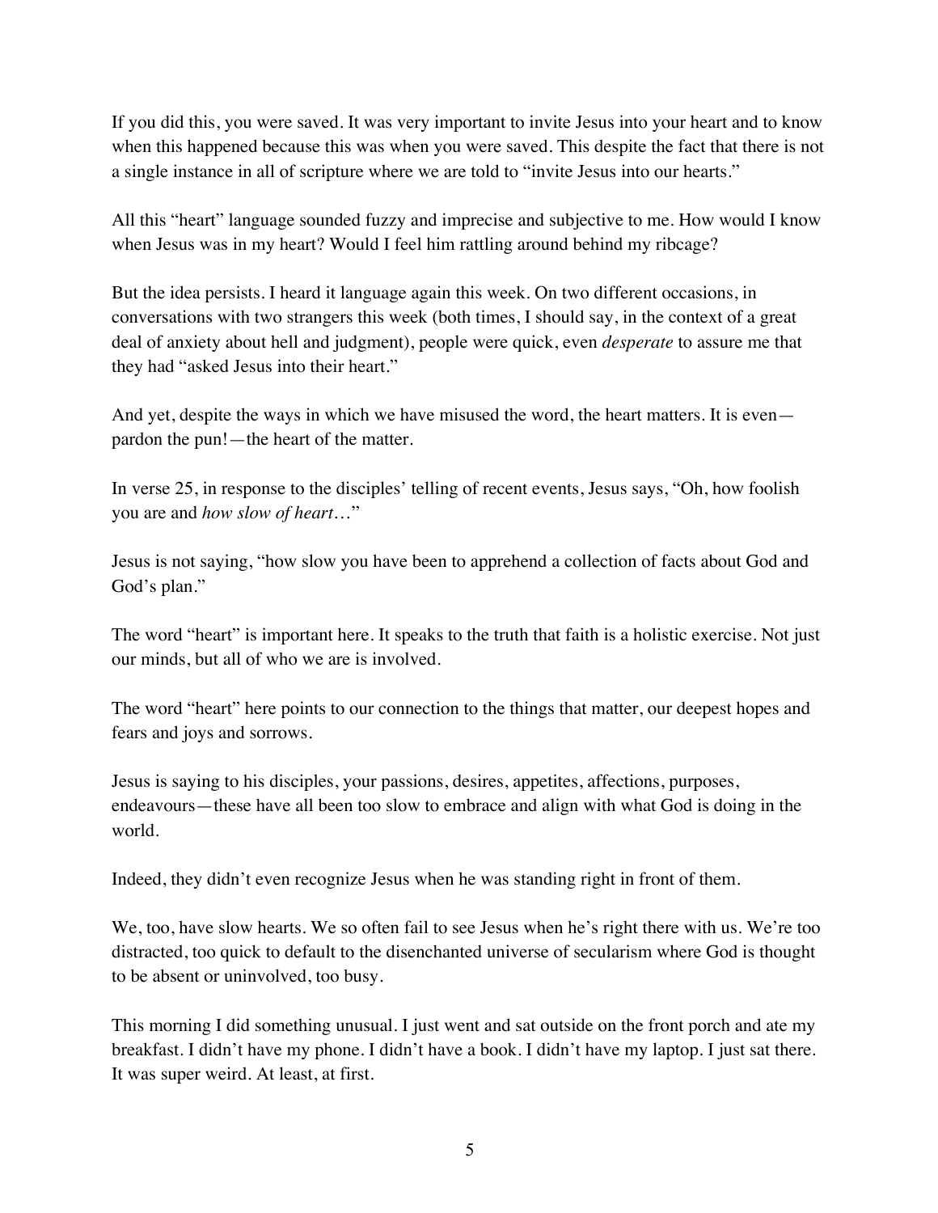If you did this, you were saved. It was very important to invite Jesus into your heart and to know when this happened because this was when you were saved. This despite the fact that there is not a single instance in all of scripture where we are told to "invite Jesus into our hearts."

All this "heart" language sounded fuzzy and imprecise and subjective to me. How would I know when Jesus was in my heart? Would I feel him rattling around behind my ribcage?

But the idea persists. I heard it language again this week. On two different occasions, in conversations with two strangers this week (both times, I should say, in the context of a great deal of anxiety about hell and judgment), people were quick, even *desperate* to assure me that they had "asked Jesus into their heart."

And yet, despite the ways in which we have misused the word, the heart matters. It is even—pardon the pun!—the heart of the matter.

In verse 25, in response to the disciples' telling of recent events, Jesus says, "Oh, how foolish you are and *how slow of heart*…"

Jesus is not saying, "how slow you have been to apprehend a collection of facts about God and God's plan."

The word "heart" is important here. It speaks to the truth that faith is a holistic exercise. Not just our minds, but all of who we are is involved.

The word "heart" here points to our connection to the things that matter, our deepest hopes and fears and joys and sorrows.

Jesus is saying to his disciples, your passions, desires, appetites, affections, purposes, endeavours—these have all been too slow to embrace and align with what God is doing in the world.

Indeed, they didn't even recognize Jesus when he was standing right in front of them.

We, too, have slow hearts. We so often fail to see Jesus when he's right there with us. We're too distracted, too quick to default to the disenchanted universe of secularism where God is thought to be absent or uninvolved, too busy.

This morning I did something unusual. I just went and sat outside on the front porch and ate my breakfast. I didn't have my phone. I didn't have a book. I didn't have my laptop. I just sat there. It was super weird. At least, at first.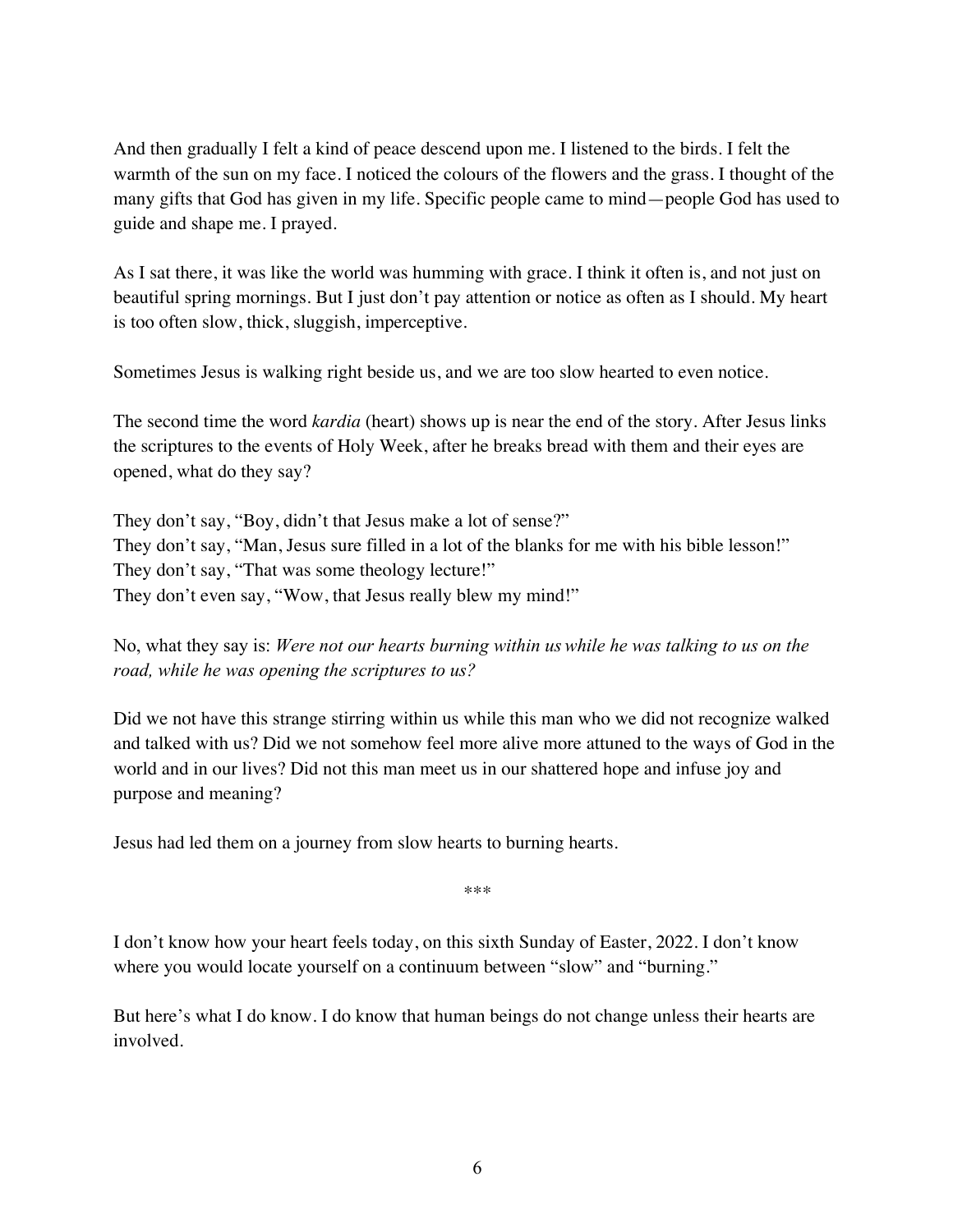And then gradually I felt a kind of peace descend upon me. I listened to the birds. I felt the warmth of the sun on my face. I noticed the colours of the flowers and the grass. I thought of the many gifts that God has given in my life. Specific people came to mind—people God has used to guide and shape me. I prayed.

As I sat there, it was like the world was humming with grace. I think it often is, and not just on beautiful spring mornings. But I just don't pay attention or notice as often as I should. My heart is too often slow, thick, sluggish, imperceptive.

Sometimes Jesus is walking right beside us, and we are too slow hearted to even notice.

The second time the word *kardia* (heart) shows up is near the end of the story. After Jesus links the scriptures to the events of Holy Week, after he breaks bread with them and their eyes are opened, what do they say?

They don't say, "Boy, didn't that Jesus make a lot of sense?"
They don't say, "Man, Jesus sure filled in a lot of the blanks for me with his bible lesson!"
They don't say, "That was some theology lecture!"
They don't even say, "Wow, that Jesus really blew my mind!"

No, what they say is: *Were not our hearts burning within us while he was talking to us on the road, while he was opening the scriptures to us?*

Did we not have this strange stirring within us while this man who we did not recognize walked and talked with us? Did we not somehow feel more alive more attuned to the ways of God in the world and in our lives? Did not this man meet us in our shattered hope and infuse joy and purpose and meaning?

Jesus had led them on a journey from slow hearts to burning hearts.

***

I don't know how your heart feels today, on this sixth Sunday of Easter, 2022. I don't know where you would locate yourself on a continuum between "slow" and "burning."

But here's what I do know. I do know that human beings do not change unless their hearts are involved.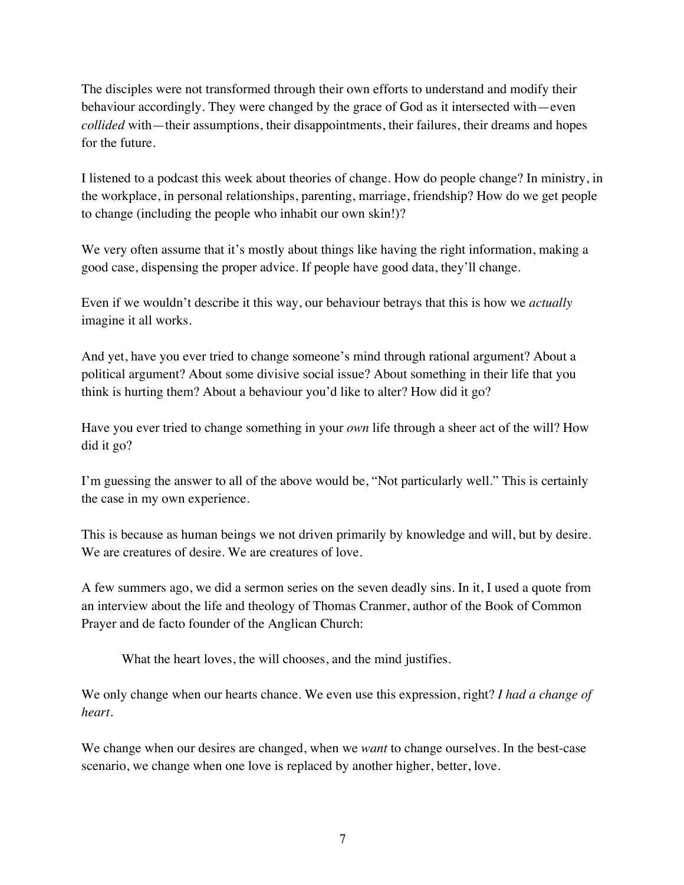The disciples were not transformed through their own efforts to understand and modify their behaviour accordingly. They were changed by the grace of God as it intersected with—even *collided* with—their assumptions, their disappointments, their failures, their dreams and hopes for the future.

I listened to a podcast this week about theories of change. How do people change? In ministry, in the workplace, in personal relationships, parenting, marriage, friendship? How do we get people to change (including the people who inhabit our own skin!)?

We very often assume that it's mostly about things like having the right information, making a good case, dispensing the proper advice. If people have good data, they'll change.

Even if we wouldn't describe it this way, our behaviour betrays that this is how we *actually* imagine it all works.

And yet, have you ever tried to change someone's mind through rational argument? About a political argument? About some divisive social issue? About something in their life that you think is hurting them? About a behaviour you'd like to alter? How did it go?

Have you ever tried to change something in your *own* life through a sheer act of the will? How did it go?

I'm guessing the answer to all of the above would be, "Not particularly well." This is certainly the case in my own experience.

This is because as human beings we not driven primarily by knowledge and will, but by desire. We are creatures of desire. We are creatures of love.

A few summers ago, we did a sermon series on the seven deadly sins. In it, I used a quote from an interview about the life and theology of Thomas Cranmer, author of the Book of Common Prayer and de facto founder of the Anglican Church:

> What the heart loves, the will chooses, and the mind justifies.

We only change when our hearts chance. We even use this expression, right? *I had a change of heart*.

We change when our desires are changed, when we *want* to change ourselves. In the best-case scenario, we change when one love is replaced by another higher, better, love.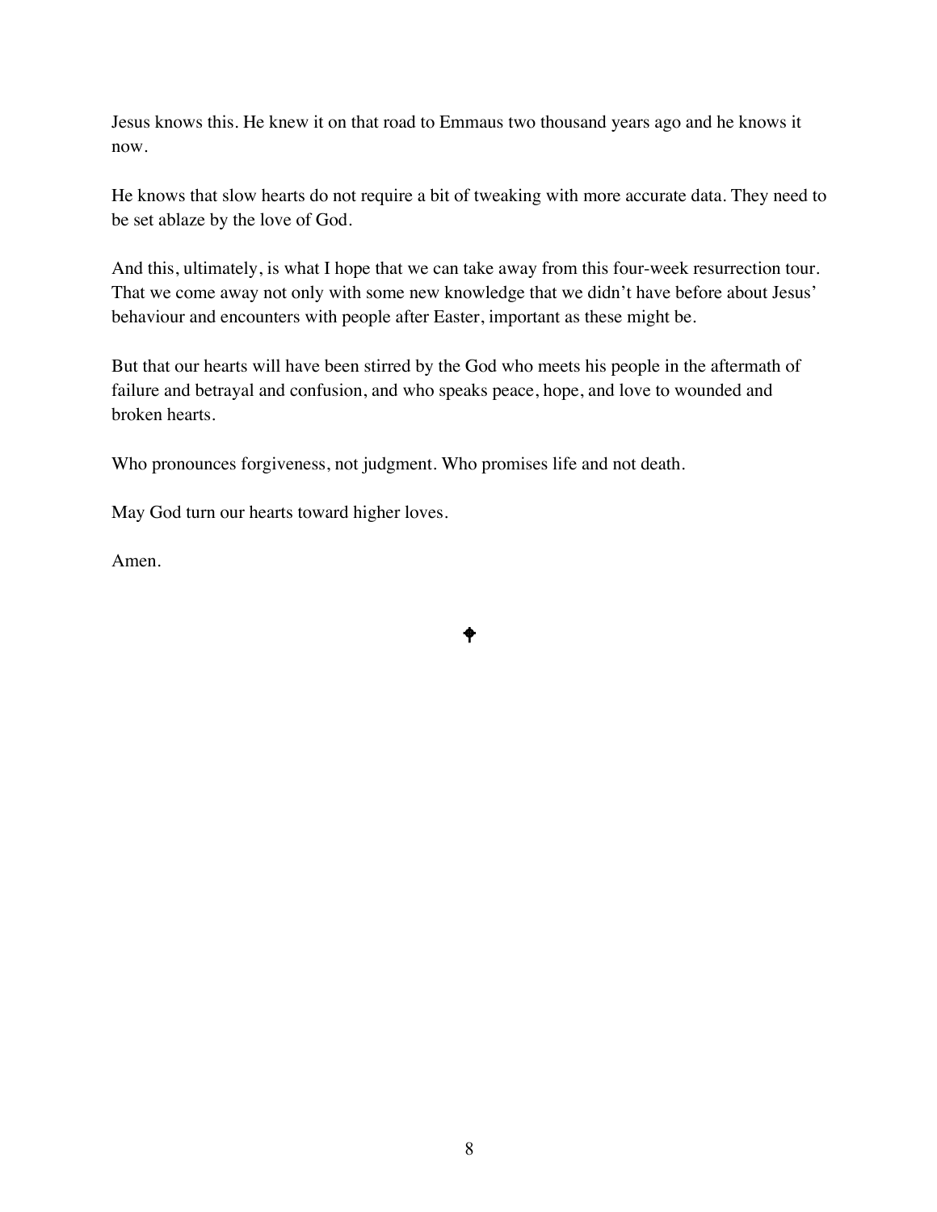Jesus knows this. He knew it on that road to Emmaus two thousand years ago and he knows it now.

He knows that slow hearts do not require a bit of tweaking with more accurate data. They need to be set ablaze by the love of God.

And this, ultimately, is what I hope that we can take away from this four-week resurrection tour. That we come away not only with some new knowledge that we didn't have before about Jesus' behaviour and encounters with people after Easter, important as these might be.

But that our hearts will have been stirred by the God who meets his people in the aftermath of failure and betrayal and confusion, and who speaks peace, hope, and love to wounded and broken hearts.

Who pronounces forgiveness, not judgment. Who promises life and not death.

May God turn our hearts toward higher loves.

Amen.

✦